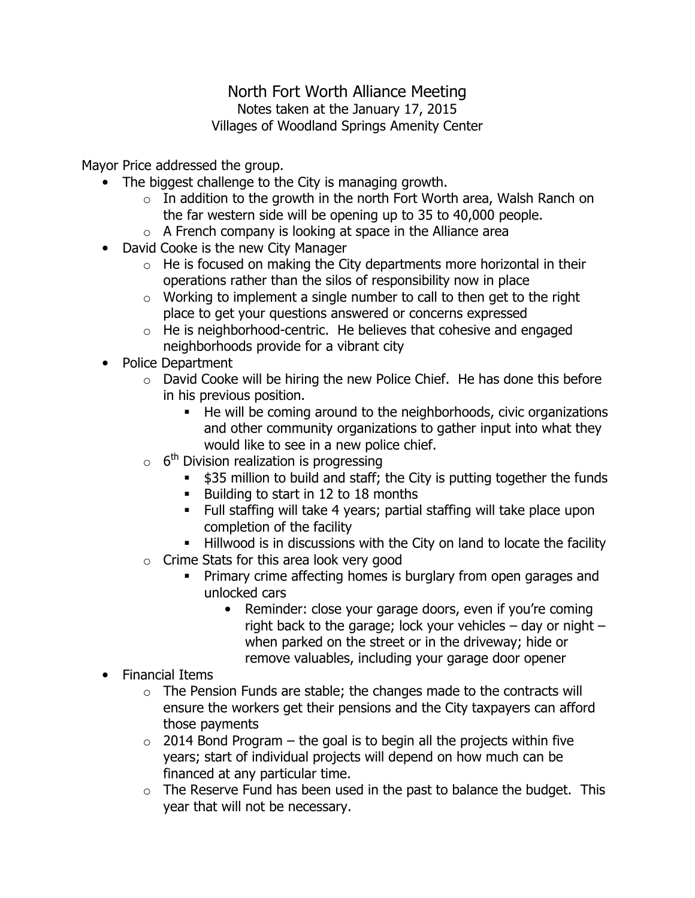# North Fort Worth Alliance Meeting

Notes taken at the January 17, 2015

Villages of Woodland Springs Amenity Center

Mayor Price addressed the group.

- The biggest challenge to the City is managing growth.
  - In addition to the growth in the north Fort Worth area, Walsh Ranch on the far western side will be opening up to 35 to 40,000 people.
  - A French company is looking at space in the Alliance area
- David Cooke is the new City Manager
  - He is focused on making the City departments more horizontal in their operations rather than the silos of responsibility now in place
  - Working to implement a single number to call to then get to the right place to get your questions answered or concerns expressed
  - He is neighborhood-centric. He believes that cohesive and engaged neighborhoods provide for a vibrant city
- Police Department
  - David Cooke will be hiring the new Police Chief. He has done this before in his previous position.
    - He will be coming around to the neighborhoods, civic organizations and other community organizations to gather input into what they would like to see in a new police chief.
  - 6th Division realization is progressing
    - $35 million to build and staff; the City is putting together the funds
    - Building to start in 12 to 18 months
    - Full staffing will take 4 years; partial staffing will take place upon completion of the facility
    - Hillwood is in discussions with the City on land to locate the facility
  - Crime Stats for this area look very good
    - Primary crime affecting homes is burglary from open garages and unlocked cars
      - Reminder: close your garage doors, even if you're coming right back to the garage; lock your vehicles – day or night – when parked on the street or in the driveway; hide or remove valuables, including your garage door opener
- Financial Items
  - The Pension Funds are stable; the changes made to the contracts will ensure the workers get their pensions and the City taxpayers can afford those payments
  - 2014 Bond Program – the goal is to begin all the projects within five years; start of individual projects will depend on how much can be financed at any particular time.
  - The Reserve Fund has been used in the past to balance the budget. This year that will not be necessary.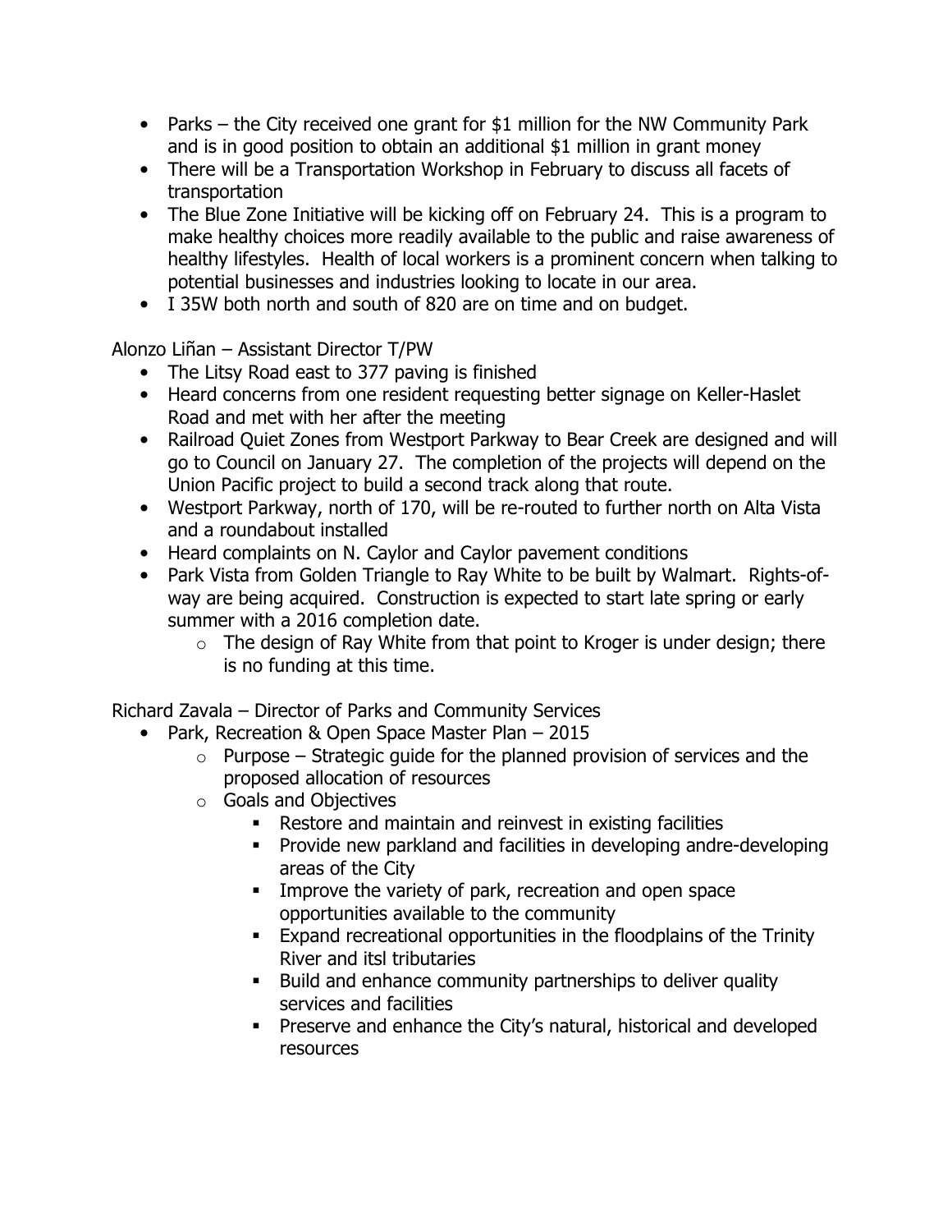- Parks – the City received one grant for $1 million for the NW Community Park and is in good position to obtain an additional $1 million in grant money
- There will be a Transportation Workshop in February to discuss all facets of transportation
- The Blue Zone Initiative will be kicking off on February 24. This is a program to make healthy choices more readily available to the public and raise awareness of healthy lifestyles. Health of local workers is a prominent concern when talking to potential businesses and industries looking to locate in our area.
- I 35W both north and south of 820 are on time and on budget.

Alonzo Liñan – Assistant Director T/PW

- The Litsy Road east to 377 paving is finished
- Heard concerns from one resident requesting better signage on Keller-Haslet Road and met with her after the meeting
- Railroad Quiet Zones from Westport Parkway to Bear Creek are designed and will go to Council on January 27. The completion of the projects will depend on the Union Pacific project to build a second track along that route.
- Westport Parkway, north of 170, will be re-routed to further north on Alta Vista and a roundabout installed
- Heard complaints on N. Caylor and Caylor pavement conditions
- Park Vista from Golden Triangle to Ray White to be built by Walmart. Rights-of-way are being acquired. Construction is expected to start late spring or early summer with a 2016 completion date.
  - The design of Ray White from that point to Kroger is under design; there is no funding at this time.

Richard Zavala – Director of Parks and Community Services

- Park, Recreation & Open Space Master Plan – 2015
  - Purpose – Strategic guide for the planned provision of services and the proposed allocation of resources
  - Goals and Objectives
    - Restore and maintain and reinvest in existing facilities
    - Provide new parkland and facilities in developing andre-developing areas of the City
    - Improve the variety of park, recreation and open space opportunities available to the community
    - Expand recreational opportunities in the floodplains of the Trinity River and itsl tributaries
    - Build and enhance community partnerships to deliver quality services and facilities
    - Preserve and enhance the City's natural, historical and developed resources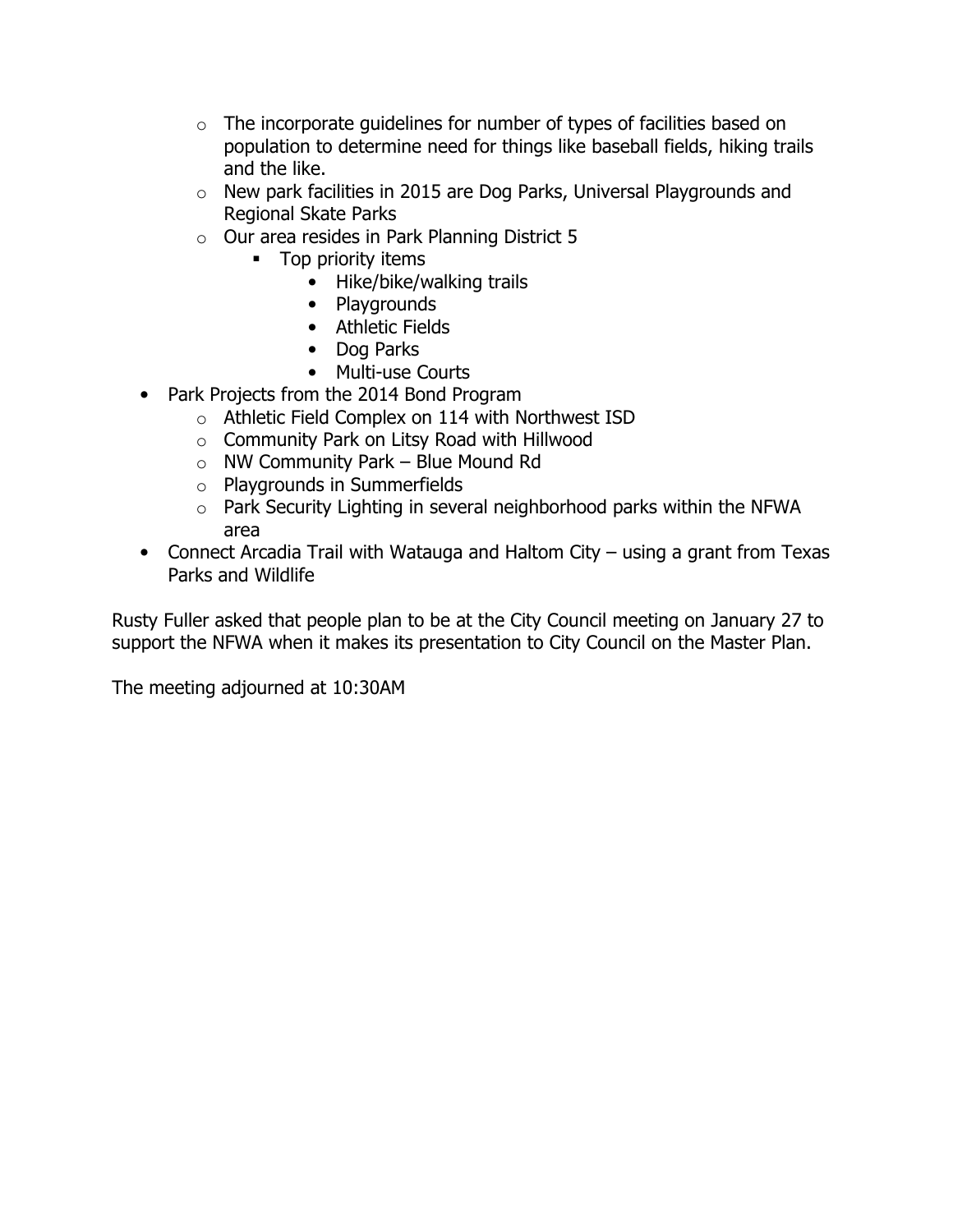- The incorporate guidelines for number of types of facilities based on population to determine need for things like baseball fields, hiking trails and the like.
    - New park facilities in 2015 are Dog Parks, Universal Playgrounds and Regional Skate Parks
    - Our area resides in Park Planning District 5
        - Top priority items
            - Hike/bike/walking trails
            - Playgrounds
            - Athletic Fields
            - Dog Parks
            - Multi-use Courts
- Park Projects from the 2014 Bond Program
    - Athletic Field Complex on 114 with Northwest ISD
    - Community Park on Litsy Road with Hillwood
    - NW Community Park – Blue Mound Rd
    - Playgrounds in Summerfields
    - Park Security Lighting in several neighborhood parks within the NFWA area
- Connect Arcadia Trail with Watauga and Haltom City – using a grant from Texas Parks and Wildlife

Rusty Fuller asked that people plan to be at the City Council meeting on January 27 to support the NFWA when it makes its presentation to City Council on the Master Plan.

The meeting adjourned at 10:30AM